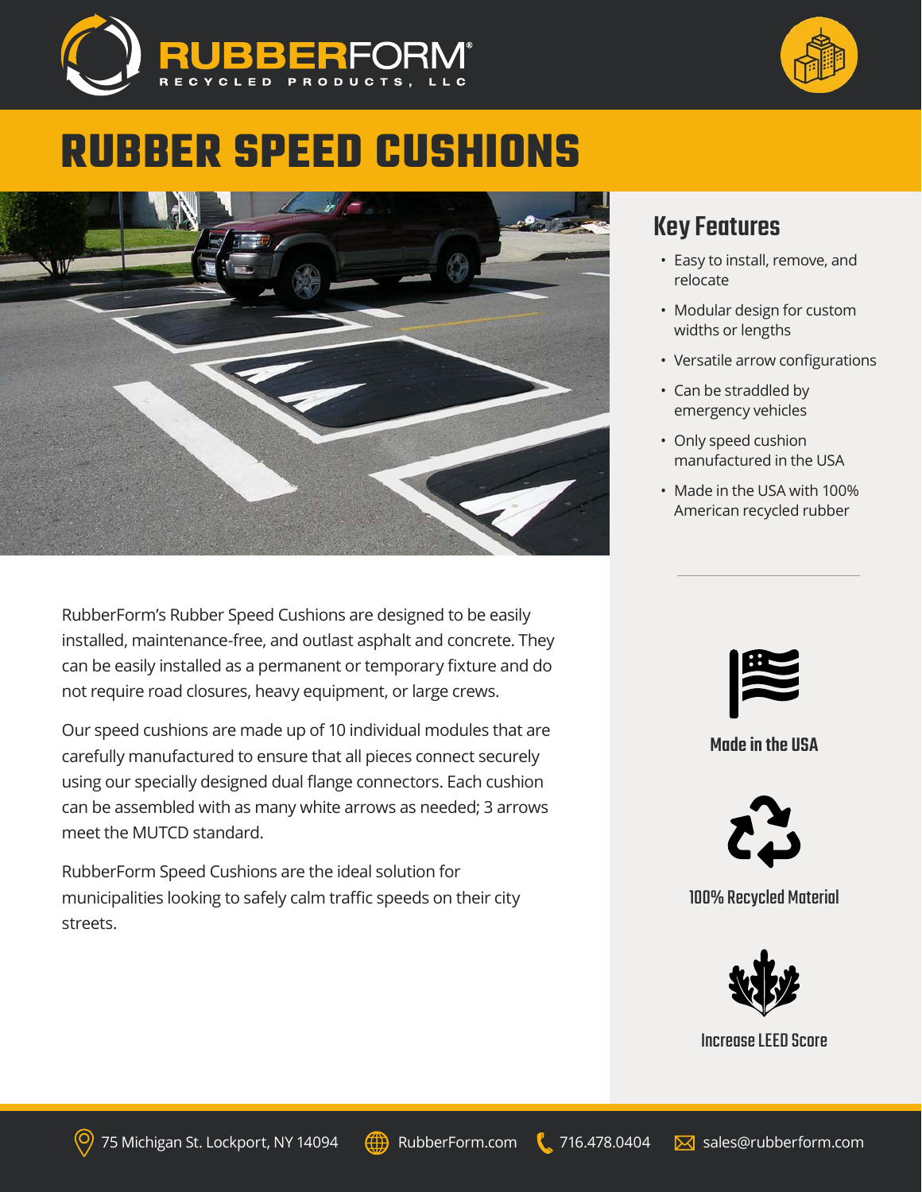RUBBERFORM®
RECYCLED PRODUCTS, LLC

# RUBBER SPEED CUSHIONS

## Key Features

- Easy to install, remove, and relocate
- Modular design for custom widths or lengths
- Versatile arrow configurations
- Can be straddled by emergency vehicles
- Only speed cushion manufactured in the USA
- Made in the USA with 100% American recycled rubber

RubberForm's Rubber Speed Cushions are designed to be easily installed, maintenance-free, and outlast asphalt and concrete. They can be easily installed as a permanent or temporary fixture and do not require road closures, heavy equipment, or large crews.

Our speed cushions are made up of 10 individual modules that are carefully manufactured to ensure that all pieces connect securely using our specially designed dual flange connectors. Each cushion can be assembled with as many white arrows as needed; 3 arrows meet the MUTCD standard.

RubberForm Speed Cushions are the ideal solution for municipalities looking to safely calm traffic speeds on their city streets.

**Made in the USA**

**100% Recycled Material**

**Increase LEED Score**

75 Michigan St. Lockport, NY 14094 | RubberForm.com | 716.478.0404 | sales@rubberform.com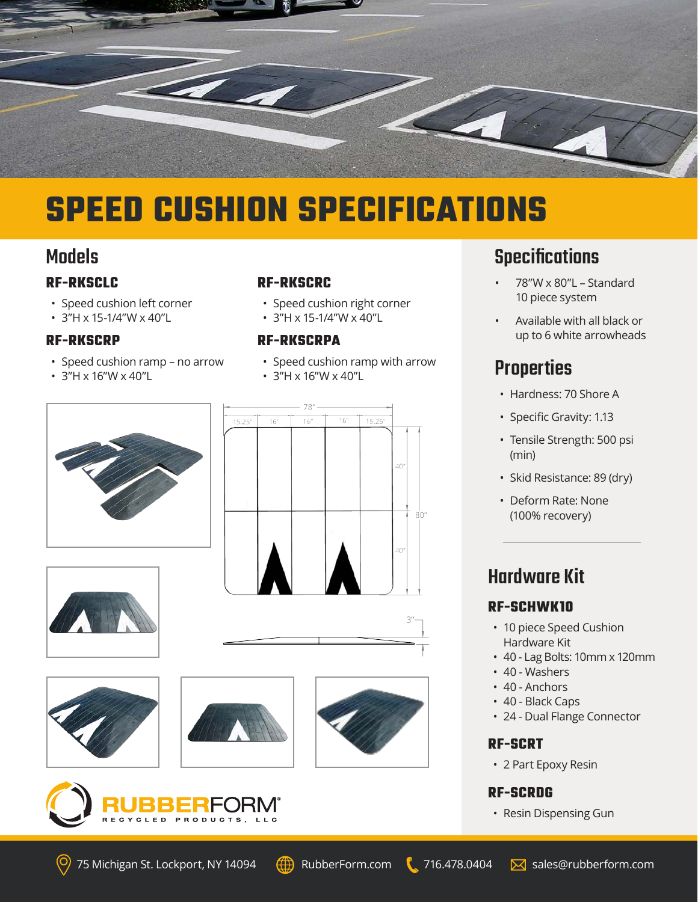# SPEED CUSHION SPECIFICATIONS

## Models

### RF-RKSCLC

- Speed cushion left corner
- 3"H x 15-1/4"W x 40"L

### RF-RKSCRC

- Speed cushion right corner
- 3"H x 15-1/4"W x 40"L

### RF-RKSCRP

- Speed cushion ramp – no arrow
- 3"H x 16"W x 40"L

### RF-RKSCRPA

- Speed cushion ramp with arrow
- 3"H x 16"W x 40"L

78"

15.25" 16" 16" 16" 15.25"

40"

80"

40"

3"

## Specifications

- 78"W x 80"L – Standard 10 piece system
- Available with all black or up to 6 white arrowheads

## Properties

- Hardness: 70 Shore A
- Specific Gravity: 1.13
- Tensile Strength: 500 psi (min)
- Skid Resistance: 89 (dry)
- Deform Rate: None (100% recovery)

## Hardware Kit

### RF-SCHWK10

- 10 piece Speed Cushion Hardware Kit
- 40 - Lag Bolts: 10mm x 120mm
- 40 - Washers
- 40 - Anchors
- 40 - Black Caps
- 24 - Dual Flange Connector

### RF-SCRT

- 2 Part Epoxy Resin

### RF-SCRDG

- Resin Dispensing Gun

RUBBERFORM® RECYCLED PRODUCTS, LLC

75 Michigan St. Lockport, NY 14094 | RubberForm.com | 716.478.0404 | sales@rubberform.com